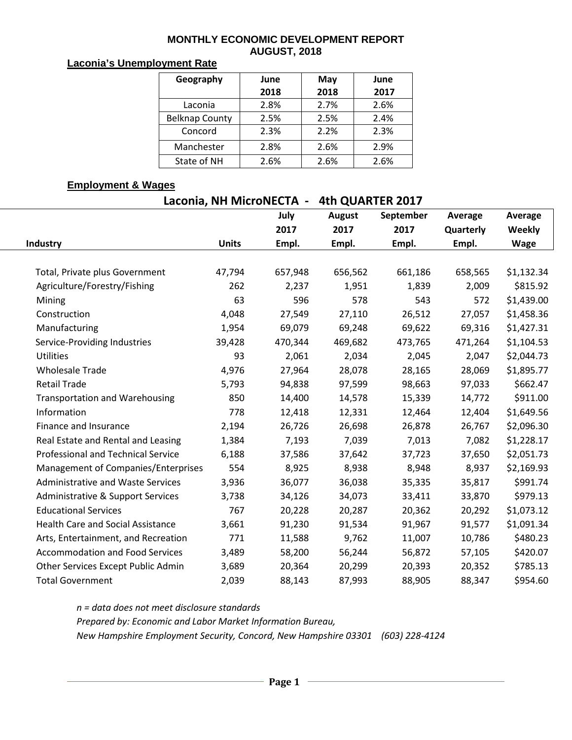# MONTHLY ECONOMIC DEVELOPMENT REPORT
## AUGUST, 2018

### Laconia's Unemployment Rate

| Geography | June 2018 | May 2018 | June 2017 |
|---|---|---|---|
| Laconia | 2.8% | 2.7% | 2.6% |
| Belknap County | 2.5% | 2.5% | 2.4% |
| Concord | 2.3% | 2.2% | 2.3% |
| Manchester | 2.8% | 2.6% | 2.9% |
| State of NH | 2.6% | 2.6% | 2.6% |

### Employment & Wages

**Laconia, NH MicroNECTA - 4th QUARTER 2017**

| Industry | Units | July 2017 Empl. | August 2017 Empl. | September 2017 Empl. | Average Quarterly Empl. | Average Weekly Wage |
|---|---|---|---|---|---|---|
| Total, Private plus Government | 47,794 | 657,948 | 656,562 | 661,186 | 658,565 | $1,132.34 |
| Agriculture/Forestry/Fishing | 262 | 2,237 | 1,951 | 1,839 | 2,009 | $815.92 |
| Mining | 63 | 596 | 578 | 543 | 572 | $1,439.00 |
| Construction | 4,048 | 27,549 | 27,110 | 26,512 | 27,057 | $1,458.36 |
| Manufacturing | 1,954 | 69,079 | 69,248 | 69,622 | 69,316 | $1,427.31 |
| Service-Providing Industries | 39,428 | 470,344 | 469,682 | 473,765 | 471,264 | $1,104.53 |
| Utilities | 93 | 2,061 | 2,034 | 2,045 | 2,047 | $2,044.73 |
| Wholesale Trade | 4,976 | 27,964 | 28,078 | 28,165 | 28,069 | $1,895.77 |
| Retail Trade | 5,793 | 94,838 | 97,599 | 98,663 | 97,033 | $662.47 |
| Transportation and Warehousing | 850 | 14,400 | 14,578 | 15,339 | 14,772 | $911.00 |
| Information | 778 | 12,418 | 12,331 | 12,464 | 12,404 | $1,649.56 |
| Finance and Insurance | 2,194 | 26,726 | 26,698 | 26,878 | 26,767 | $2,096.30 |
| Real Estate and Rental and Leasing | 1,384 | 7,193 | 7,039 | 7,013 | 7,082 | $1,228.17 |
| Professional and Technical Service | 6,188 | 37,586 | 37,642 | 37,723 | 37,650 | $2,051.73 |
| Management of Companies/Enterprises | 554 | 8,925 | 8,938 | 8,948 | 8,937 | $2,169.93 |
| Administrative and Waste Services | 3,936 | 36,077 | 36,038 | 35,335 | 35,817 | $991.74 |
| Administrative & Support Services | 3,738 | 34,126 | 34,073 | 33,411 | 33,870 | $979.13 |
| Educational Services | 767 | 20,228 | 20,287 | 20,362 | 20,292 | $1,073.12 |
| Health Care and Social Assistance | 3,661 | 91,230 | 91,534 | 91,967 | 91,577 | $1,091.34 |
| Arts, Entertainment, and Recreation | 771 | 11,588 | 9,762 | 11,007 | 10,786 | $480.23 |
| Accommodation and Food Services | 3,489 | 58,200 | 56,244 | 56,872 | 57,105 | $420.07 |
| Other Services Except Public Admin | 3,689 | 20,364 | 20,299 | 20,393 | 20,352 | $785.13 |
| Total Government | 2,039 | 88,143 | 87,993 | 88,905 | 88,347 | $954.60 |

*n = data does not meet disclosure standards*

*Prepared by: Economic and Labor Market Information Bureau,*

*New Hampshire Employment Security, Concord, New Hampshire 03301 (603) 228-4124*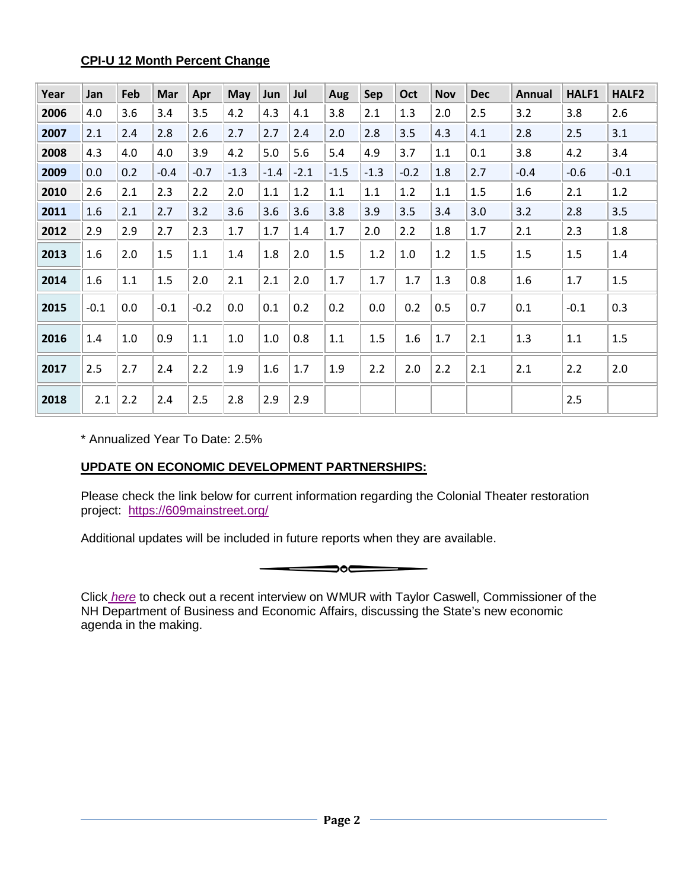**CPI-U 12 Month Percent Change**

| Year | Jan | Feb | Mar | Apr | May | Jun | Jul | Aug | Sep | Oct | Nov | Dec | Annual | HALF1 | HALF2 |
|---|---|---|---|---|---|---|---|---|---|---|---|---|---|---|---|
| 2006 | 4.0 | 3.6 | 3.4 | 3.5 | 4.2 | 4.3 | 4.1 | 3.8 | 2.1 | 1.3 | 2.0 | 2.5 | 3.2 | 3.8 | 2.6 |
| 2007 | 2.1 | 2.4 | 2.8 | 2.6 | 2.7 | 2.7 | 2.4 | 2.0 | 2.8 | 3.5 | 4.3 | 4.1 | 2.8 | 2.5 | 3.1 |
| 2008 | 4.3 | 4.0 | 4.0 | 3.9 | 4.2 | 5.0 | 5.6 | 5.4 | 4.9 | 3.7 | 1.1 | 0.1 | 3.8 | 4.2 | 3.4 |
| 2009 | 0.0 | 0.2 | -0.4 | -0.7 | -1.3 | -1.4 | -2.1 | -1.5 | -1.3 | -0.2 | 1.8 | 2.7 | -0.4 | -0.6 | -0.1 |
| 2010 | 2.6 | 2.1 | 2.3 | 2.2 | 2.0 | 1.1 | 1.2 | 1.1 | 1.1 | 1.2 | 1.1 | 1.5 | 1.6 | 2.1 | 1.2 |
| 2011 | 1.6 | 2.1 | 2.7 | 3.2 | 3.6 | 3.6 | 3.6 | 3.8 | 3.9 | 3.5 | 3.4 | 3.0 | 3.2 | 2.8 | 3.5 |
| 2012 | 2.9 | 2.9 | 2.7 | 2.3 | 1.7 | 1.7 | 1.4 | 1.7 | 2.0 | 2.2 | 1.8 | 1.7 | 2.1 | 2.3 | 1.8 |
| 2013 | 1.6 | 2.0 | 1.5 | 1.1 | 1.4 | 1.8 | 2.0 | 1.5 | 1.2 | 1.0 | 1.2 | 1.5 | 1.5 | 1.5 | 1.4 |
| 2014 | 1.6 | 1.1 | 1.5 | 2.0 | 2.1 | 2.1 | 2.0 | 1.7 | 1.7 | 1.7 | 1.3 | 0.8 | 1.6 | 1.7 | 1.5 |
| 2015 | -0.1 | 0.0 | -0.1 | -0.2 | 0.0 | 0.1 | 0.2 | 0.2 | 0.0 | 0.2 | 0.5 | 0.7 | 0.1 | -0.1 | 0.3 |
| 2016 | 1.4 | 1.0 | 0.9 | 1.1 | 1.0 | 1.0 | 0.8 | 1.1 | 1.5 | 1.6 | 1.7 | 2.1 | 1.3 | 1.1 | 1.5 |
| 2017 | 2.5 | 2.7 | 2.4 | 2.2 | 1.9 | 1.6 | 1.7 | 1.9 | 2.2 | 2.0 | 2.2 | 2.1 | 2.1 | 2.2 | 2.0 |
| 2018 | 2.1 | 2.2 | 2.4 | 2.5 | 2.8 | 2.9 | 2.9 | | | | | | | 2.5 | |

* Annualized Year To Date: 2.5%

**UPDATE ON ECONOMIC DEVELOPMENT PARTNERSHIPS:**

Please check the link below for current information regarding the Colonial Theater restoration project: https://609mainstreet.org/

Additional updates will be included in future reports when they are available.

Click *here* to check out a recent interview on WMUR with Taylor Caswell, Commissioner of the NH Department of Business and Economic Affairs, discussing the State's new economic agenda in the making.